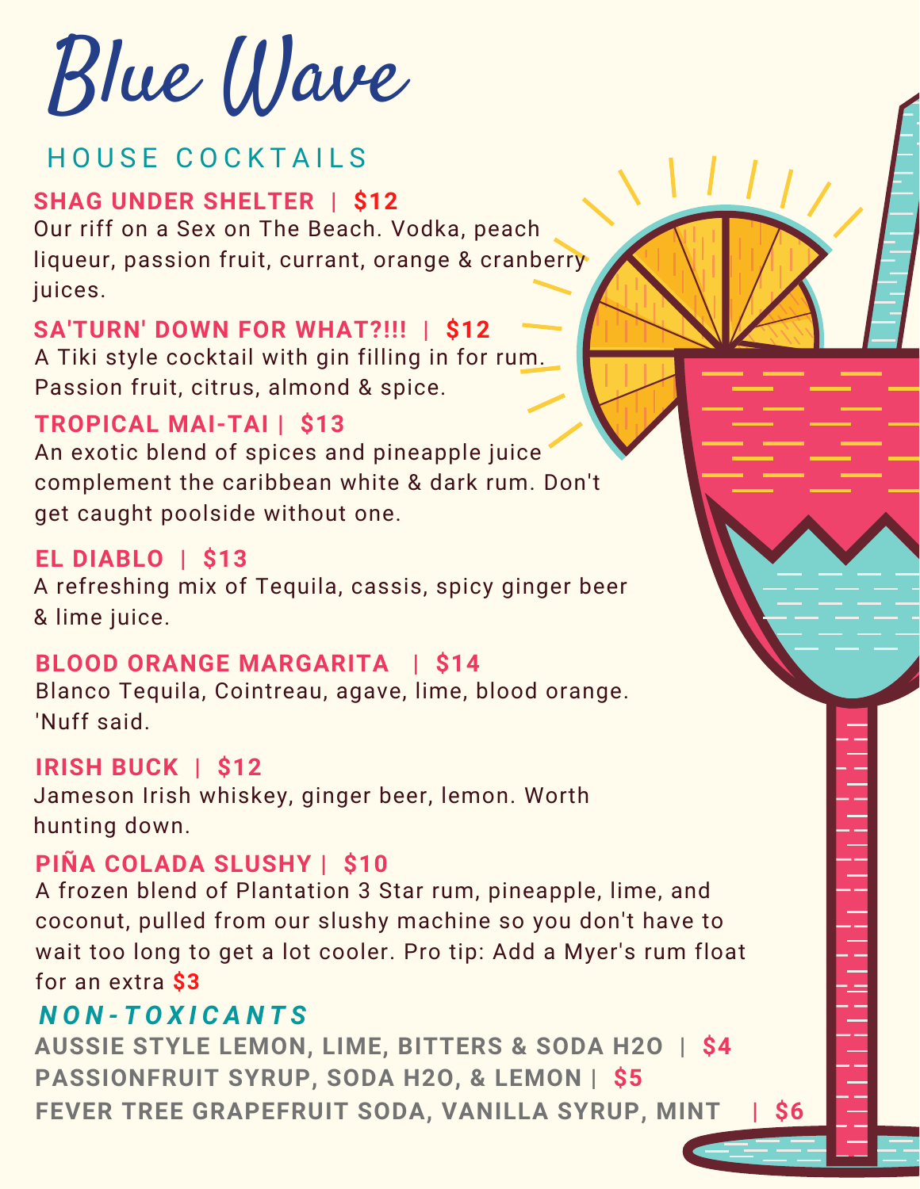# Blue Wave

## HOUSE COCKTAILS

**SHAG UNDER SHELTER | $12**
Our riff on a Sex on The Beach. Vodka, peach liqueur, passion fruit, currant, orange & cranberry juices.

**SA'TURN' DOWN FOR WHAT?!!! | $12**
A Tiki style cocktail with gin filling in for rum. Passion fruit, citrus, almond & spice.

**TROPICAL MAI-TAI | $13**
An exotic blend of spices and pineapple juice complement the caribbean white & dark rum. Don't get caught poolside without one.

**EL DIABLO | $13**
A refreshing mix of Tequila, cassis, spicy ginger beer & lime juice.

**BLOOD ORANGE MARGARITA | $14**
Blanco Tequila, Cointreau, agave, lime, blood orange. 'Nuff said.

**IRISH BUCK | $12**
Jameson Irish whiskey, ginger beer, lemon. Worth hunting down.

**PIÑA COLADA SLUSHY | $10**
A frozen blend of Plantation 3 Star rum, pineapple, lime, and coconut, pulled from our slushy machine so you don't have to wait too long to get a lot cooler. Pro tip: Add a Myer's rum float for an extra $3

## *NON-TOXICANTS*

**AUSSIE STYLE LEMON, LIME, BITTERS & SODA H2O | $4**
**PASSIONFRUIT SYRUP, SODA H2O, & LEMON | $5**
**FEVER TREE GRAPEFRUIT SODA, VANILLA SYRUP, MINT | $6**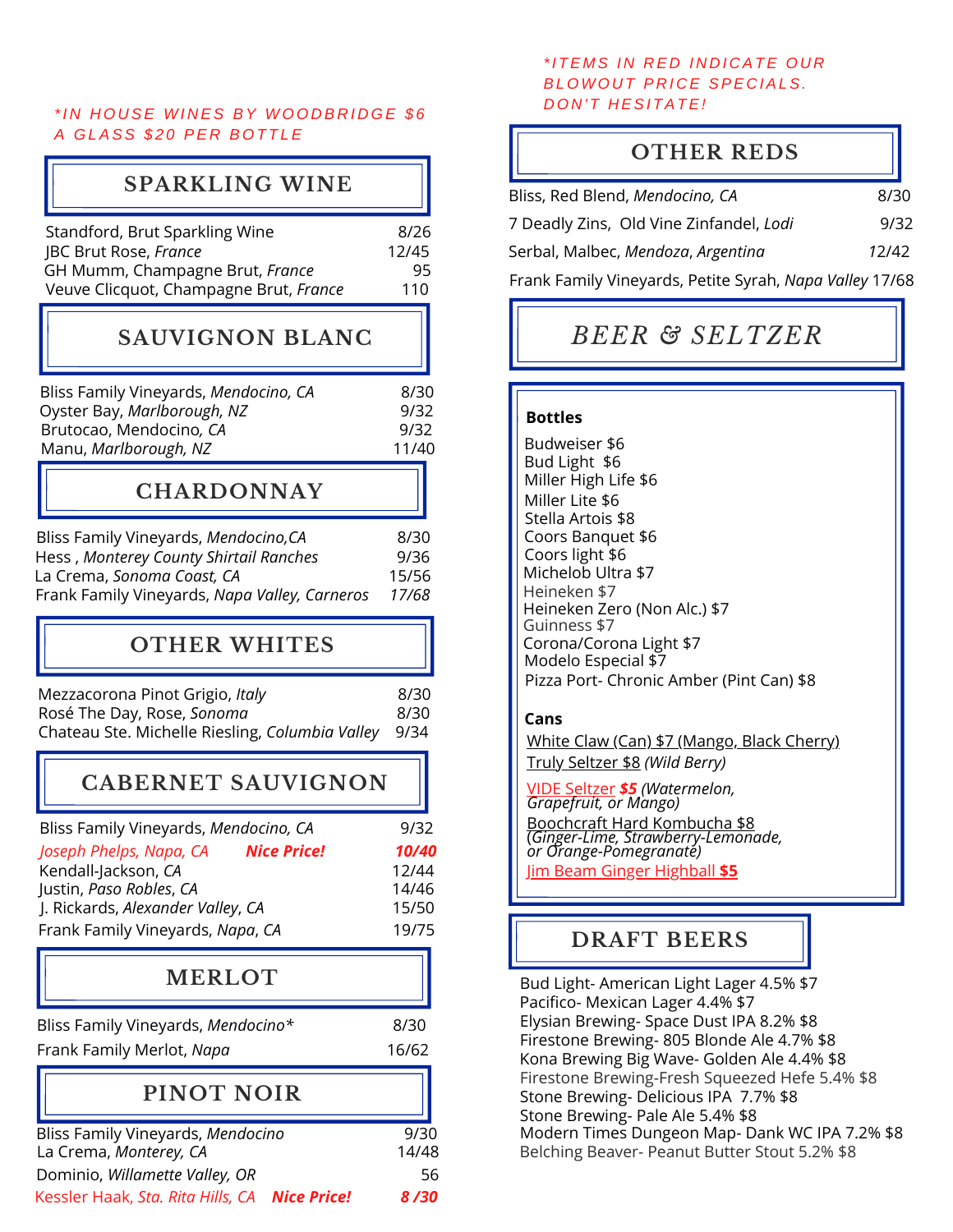*IN HOUSE WINES BY WOODBRIDGE $6 A GLASS $20 PER BOTTLE

## SPARKLING WINE

| | |
|---|---|
| Standford, Brut Sparkling Wine | 8/26 |
| JBC Brut Rose, *France* | 12/45 |
| GH Mumm, Champagne Brut, *France* | 95 |
| Veuve Clicquot, Champagne Brut, *France* | 110 |

## SAUVIGNON BLANC

| | |
|---|---|
| Bliss Family Vineyards, *Mendocino, CA* | 8/30 |
| Oyster Bay, *Marlborough, NZ* | 9/32 |
| Brutocao, Mendocino, *CA* | 9/32 |
| Manu, *Marlborough, NZ* | 11/40 |

## CHARDONNAY

| | |
|---|---|
| Bliss Family Vineyards, *Mendocino,CA* | 8/30 |
| Hess , *Monterey County Shirtail Ranches* | 9/36 |
| La Crema, *Sonoma Coast, CA* | 15/56 |
| Frank Family Vineyards, *Napa Valley, Carneros* | *17/68* |

## OTHER WHITES

| | |
|---|---|
| Mezzacorona Pinot Grigio, *Italy* | 8/30 |
| Rosé The Day, Rose, *Sonoma* | 8/30 |
| Chateau Ste. Michelle Riesling, *Columbia Valley* | 9/34 |

## CABERNET SAUVIGNON

| | |
|---|---|
| Bliss Family Vineyards, *Mendocino, CA* | 9/32 |
| *Joseph Phelps, Napa, CA* **Nice Price!** | ***10/40*** |
| Kendall-Jackson, *CA* | 12/44 |
| Justin, *Paso Robles, CA* | 14/46 |
| J. Rickards, *Alexander Valley, CA* | 15/50 |
| Frank Family Vineyards, *Napa, CA* | 19/75 |

## MERLOT

| | |
|---|---|
| Bliss Family Vineyards, *Mendocino** | 8/30 |
| Frank Family Merlot, *Napa* | 16/62 |

## PINOT NOIR

| | |
|---|---|
| Bliss Family Vineyards, *Mendocino* | 9/30 |
| La Crema, *Monterey, CA* | 14/48 |
| Dominio, *Willamette Valley, OR* | 56 |
| Kessler Haak, *Sta. Rita Hills, CA* **Nice Price!** | ***8 /30*** |

*ITEMS IN RED INDICATE OUR BLOWOUT PRICE SPECIALS. DON'T HESITATE!

## OTHER REDS

| | |
|---|---|
| Bliss, Red Blend, *Mendocino, CA* | 8/30 |
| 7 Deadly Zins, Old Vine Zinfandel, *Lodi* | 9/32 |
| Serbal, Malbec, *Mendoza, Argentina* | 12/42 |
| Frank Family Vineyards, Petite Syrah, *Napa Valley* | 17/68 |

## BEER & SELTZER

**Bottles**

Budweiser $6
Bud Light $6
Miller High Life $6
Miller Lite $6
Stella Artois $8
Coors Banquet $6
Coors light $6
Michelob Ultra $7
Heineken $7
Heineken Zero (Non Alc.) $7
Guinness $7
Corona/Corona Light $7
Modelo Especial $7
Pizza Port- Chronic Amber (Pint Can) $8

**Cans**

White Claw (Can) $7 (Mango, Black Cherry)
Truly Seltzer $8 *(Wild Berry)*
VIDE Seltzer ***$5*** *(Watermelon, Grapefruit, or Mango)*
Boochcraft Hard Kombucha $8 *(Ginger-Lime, Strawberry-Lemonade, or Orange-Pomegranate)*
Jim Beam Ginger Highball **$5**

## DRAFT BEERS

Bud Light- American Light Lager 4.5% $7
Pacifico- Mexican Lager 4.4% $7
Elysian Brewing- Space Dust IPA 8.2% $8
Firestone Brewing- 805 Blonde Ale 4.7% $8
Kona Brewing Big Wave- Golden Ale 4.4% $8
Firestone Brewing-Fresh Squeezed Hefe 5.4% $8
Stone Brewing- Delicious IPA 7.7% $8
Stone Brewing- Pale Ale 5.4% $8
Modern Times Dungeon Map- Dank WC IPA 7.2% $8
Belching Beaver- Peanut Butter Stout 5.2% $8